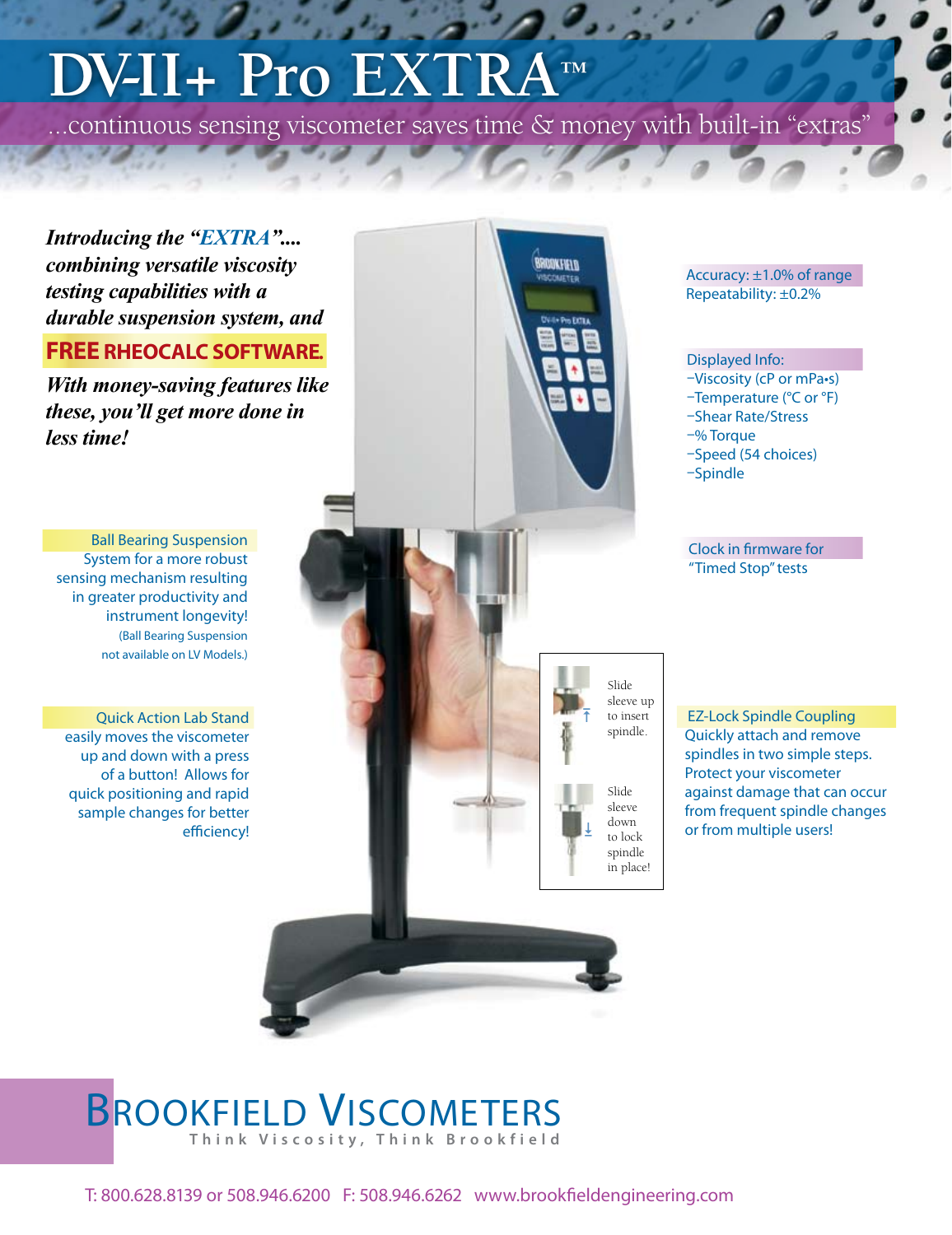# DV-II+ Pro EXTRA™

...continuous sensing viscometer saves time & money with built-in "extras"

***Introducing the "EXTRA".... combining versatile viscosity testing capabilities with a durable suspension system, and***

**FREE RHEOCALC SOFTWARE.**

***With money-saving features like these, you'll get more done in less time!***

**Ball Bearing Suspension** System for a more robust sensing mechanism resulting in greater productivity and instrument longevity!
(Ball Bearing Suspension not available on LV Models.)

**Quick Action Lab Stand** easily moves the viscometer up and down with a press of a button! Allows for quick positioning and rapid sample changes for better efficiency!

**Accuracy:** ±1.0% of range
**Repeatability:** ±0.2%

**Displayed Info:**

- Viscosity (cP or mPa•s)
- Temperature (°C or °F)
- Shear Rate/Stress
- % Torque
- Speed (54 choices)
- Spindle

**Clock in firmware for** "Timed Stop" tests

Slide sleeve up to insert spindle.

Slide sleeve down to lock spindle in place!

**EZ-Lock Spindle Coupling**
Quickly attach and remove spindles in two simple steps. Protect your viscometer against damage that can occur from frequent spindle changes or from multiple users!

## BROOKFIELD VISCOMETERS

Think Viscosity, Think Brookfield

T: 800.628.8139 or 508.946.6200 F: 508.946.6262 www.brookfieldengineering.com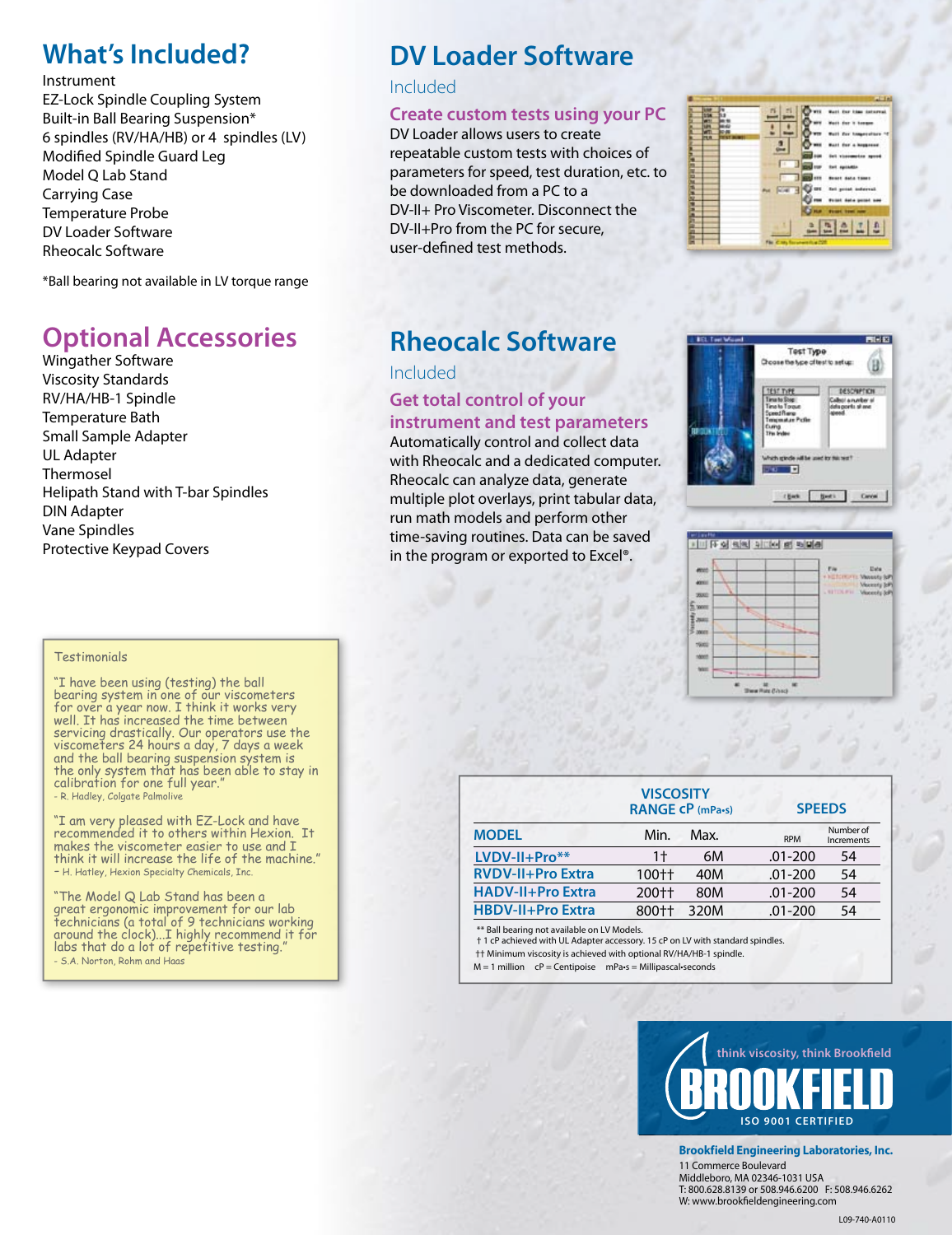## What's Included?

Instrument
EZ-Lock Spindle Coupling System
Built-in Ball Bearing Suspension*
6 spindles (RV/HA/HB) or 4 spindles (LV)
Modified Spindle Guard Leg
Model Q Lab Stand
Carrying Case
Temperature Probe
DV Loader Software
Rheocalc Software

*Ball bearing not available in LV torque range

## Optional Accessories

Wingather Software
Viscosity Standards
RV/HA/HB-1 Spindle
Temperature Bath
Small Sample Adapter
UL Adapter
Thermosel
Helipath Stand with T-bar Spindles
DIN Adapter
Vane Spindles
Protective Keypad Covers

Testimonials

"I have been using (testing) the ball bearing system in one of our viscometers for over a year now. I think it works very well. It has increased the time between servicing drastically. Our operators use the viscometers 24 hours a day, 7 days a week and the ball bearing suspension system is the only system that has been able to stay in calibration for one full year."
- R. Hadley, Colgate Palmolive

"I am very pleased with EZ-Lock and have recommended it to others within Hexion. It makes the viscometer easier to use and I think it will increase the life of the machine."
– H. Hatley, Hexion Specialty Chemicals, Inc.

"The Model Q Lab Stand has been a great ergonomic improvement for our lab technicians (a total of 9 technicians working around the clock)...I highly recommend it for labs that do a lot of repetitive testing."
- S.A. Norton, Rohm and Haas

## DV Loader Software

Included

### Create custom tests using your PC

DV Loader allows users to create repeatable custom tests with choices of parameters for speed, test duration, etc. to be downloaded from a PC to a DV-II+ Pro Viscometer. Disconnect the DV-II+Pro from the PC for secure, user-defined test methods.

## Rheocalc Software

Included

### Get total control of your instrument and test parameters

Automatically control and collect data with Rheocalc and a dedicated computer. Rheocalc can analyze data, generate multiple plot overlays, print tabular data, run math models and perform other time-saving routines. Data can be saved in the program or exported to Excel®.

| | VISCOSITY RANGE cP (mPa•s) | | SPEEDS | |
|---|---|---|---|---|
| MODEL | Min. | Max. | RPM | Number of Increments |
| LVDV-II+Pro** | 1† | 6M | .01-200 | 54 |
| RVDV-II+Pro Extra | 100†† | 40M | .01-200 | 54 |
| HADV-II+Pro Extra | 200†† | 80M | .01-200 | 54 |
| HBDV-II+Pro Extra | 800†† | 320M | .01-200 | 54 |

** Ball bearing not available on LV Models.
† 1 cP achieved with UL Adapter accessory. 15 cP on LV with standard spindles.
†† Minimum viscosity is achieved with optional RV/HA/HB-1 spindle.
M = 1 million cP = Centipoise mPa•s = Millipascal•seconds

think viscosity, think Brookfield
BROOKFIELD
ISO 9001 CERTIFIED

**Brookfield Engineering Laboratories, Inc.**
11 Commerce Boulevard
Middleboro, MA 02346-1031 USA
T: 800.628.8139 or 508.946.6200 F: 508.946.6262
W: www.brookfieldengineering.com

L09-740-A0110